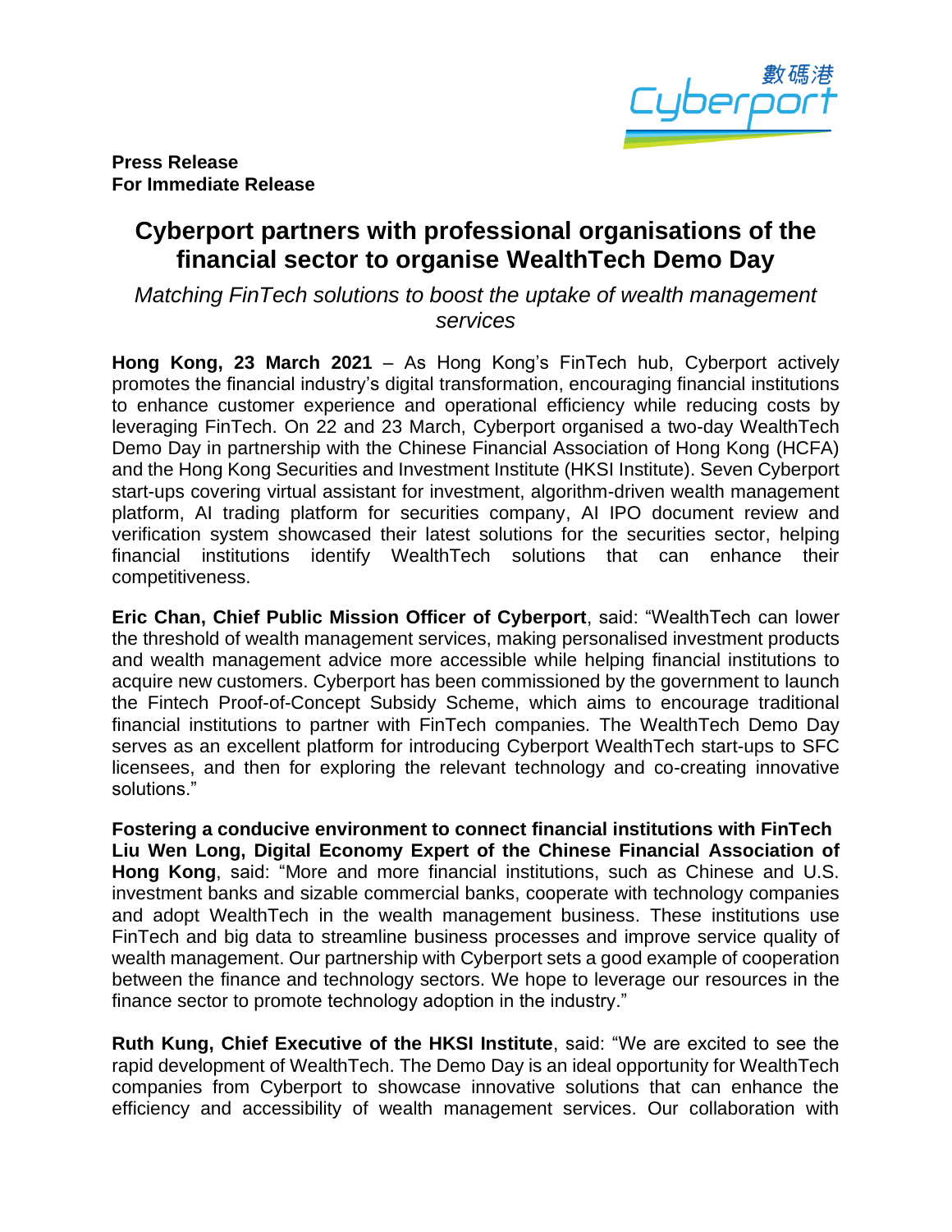**Press Release**
**For Immediate Release**

# Cyberport partners with professional organisations of the financial sector to organise WealthTech Demo Day

*Matching FinTech solutions to boost the uptake of wealth management services*

**Hong Kong, 23 March 2021** – As Hong Kong's FinTech hub, Cyberport actively promotes the financial industry's digital transformation, encouraging financial institutions to enhance customer experience and operational efficiency while reducing costs by leveraging FinTech. On 22 and 23 March, Cyberport organised a two-day WealthTech Demo Day in partnership with the Chinese Financial Association of Hong Kong (HCFA) and the Hong Kong Securities and Investment Institute (HKSI Institute). Seven Cyberport start-ups covering virtual assistant for investment, algorithm-driven wealth management platform, AI trading platform for securities company, AI IPO document review and verification system showcased their latest solutions for the securities sector, helping financial institutions identify WealthTech solutions that can enhance their competitiveness.

**Eric Chan, Chief Public Mission Officer of Cyberport**, said: "WealthTech can lower the threshold of wealth management services, making personalised investment products and wealth management advice more accessible while helping financial institutions to acquire new customers. Cyberport has been commissioned by the government to launch the Fintech Proof-of-Concept Subsidy Scheme, which aims to encourage traditional financial institutions to partner with FinTech companies. The WealthTech Demo Day serves as an excellent platform for introducing Cyberport WealthTech start-ups to SFC licensees, and then for exploring the relevant technology and co-creating innovative solutions."

**Fostering a conducive environment to connect financial institutions with FinTech**

**Liu Wen Long, Digital Economy Expert of the Chinese Financial Association of Hong Kong**, said: "More and more financial institutions, such as Chinese and U.S. investment banks and sizable commercial banks, cooperate with technology companies and adopt WealthTech in the wealth management business. These institutions use FinTech and big data to streamline business processes and improve service quality of wealth management. Our partnership with Cyberport sets a good example of cooperation between the finance and technology sectors. We hope to leverage our resources in the finance sector to promote technology adoption in the industry."

**Ruth Kung, Chief Executive of the HKSI Institute**, said: "We are excited to see the rapid development of WealthTech. The Demo Day is an ideal opportunity for WealthTech companies from Cyberport to showcase innovative solutions that can enhance the efficiency and accessibility of wealth management services. Our collaboration with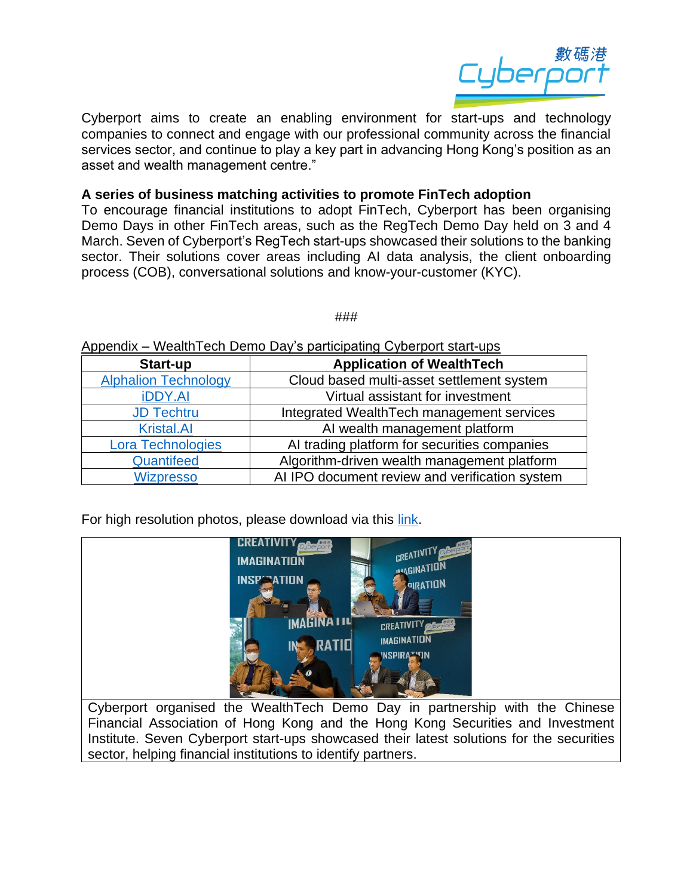Cyberport aims to create an enabling environment for start-ups and technology companies to connect and engage with our professional community across the financial services sector, and continue to play a key part in advancing Hong Kong's position as an asset and wealth management centre."

**A series of business matching activities to promote FinTech adoption**

To encourage financial institutions to adopt FinTech, Cyberport has been organising Demo Days in other FinTech areas, such as the RegTech Demo Day held on 3 and 4 March. Seven of Cyberport's RegTech start-ups showcased their solutions to the banking sector. Their solutions cover areas including AI data analysis, the client onboarding process (COB), conversational solutions and know-your-customer (KYC).

###

Appendix – WealthTech Demo Day's participating Cyberport start-ups

| Start-up | Application of WealthTech |
|---|---|
| Alphalion Technology | Cloud based multi-asset settlement system |
| iDDY.AI | Virtual assistant for investment |
| JD Techtru | Integrated WealthTech management services |
| Kristal.AI | AI wealth management platform |
| Lora Technologies | AI trading platform for securities companies |
| Quantifeed | Algorithm-driven wealth management platform |
| Wizpresso | AI IPO document review and verification system |

For high resolution photos, please download via this link.

Cyberport organised the WealthTech Demo Day in partnership with the Chinese Financial Association of Hong Kong and the Hong Kong Securities and Investment Institute. Seven Cyberport start-ups showcased their latest solutions for the securities sector, helping financial institutions to identify partners.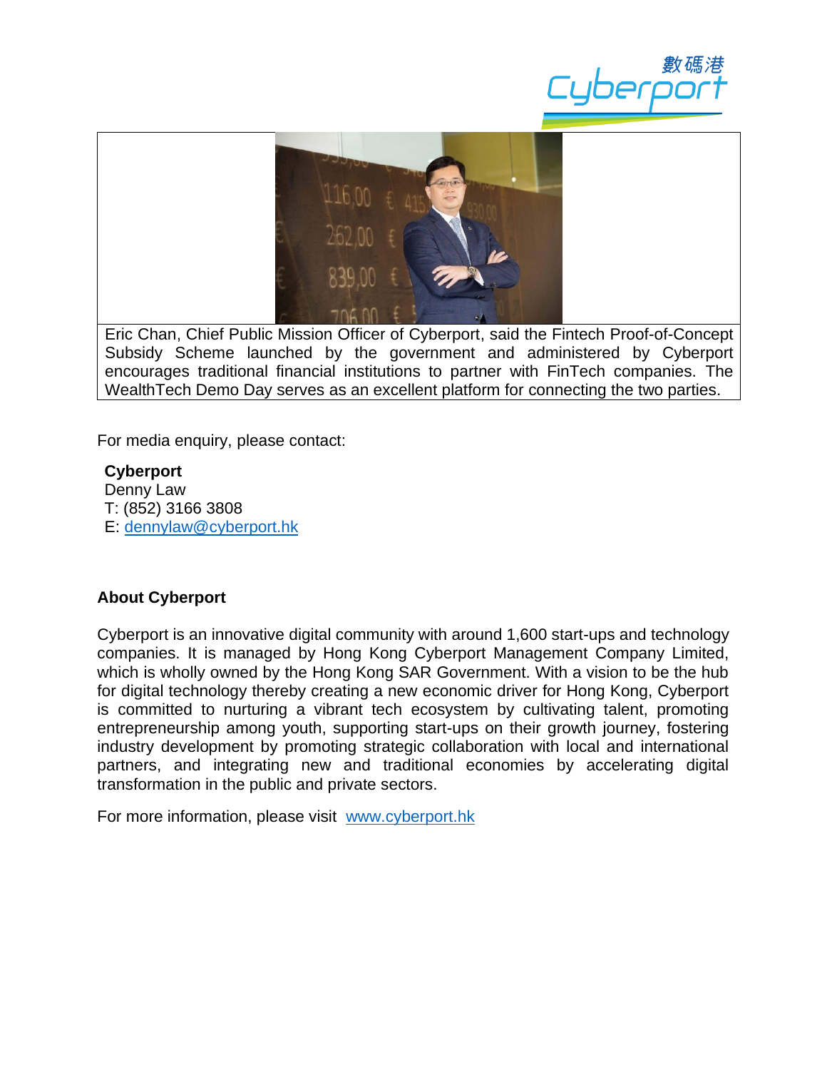Eric Chan, Chief Public Mission Officer of Cyberport, said the Fintech Proof-of-Concept Subsidy Scheme launched by the government and administered by Cyberport encourages traditional financial institutions to partner with FinTech companies. The WealthTech Demo Day serves as an excellent platform for connecting the two parties.

For media enquiry, please contact:

**Cyberport**
Denny Law
T: (852) 3166 3808
E: dennylaw@cyberport.hk

**About Cyberport**

Cyberport is an innovative digital community with around 1,600 start-ups and technology companies. It is managed by Hong Kong Cyberport Management Company Limited, which is wholly owned by the Hong Kong SAR Government. With a vision to be the hub for digital technology thereby creating a new economic driver for Hong Kong, Cyberport is committed to nurturing a vibrant tech ecosystem by cultivating talent, promoting entrepreneurship among youth, supporting start-ups on their growth journey, fostering industry development by promoting strategic collaboration with local and international partners, and integrating new and traditional economies by accelerating digital transformation in the public and private sectors.

For more information, please visit www.cyberport.hk